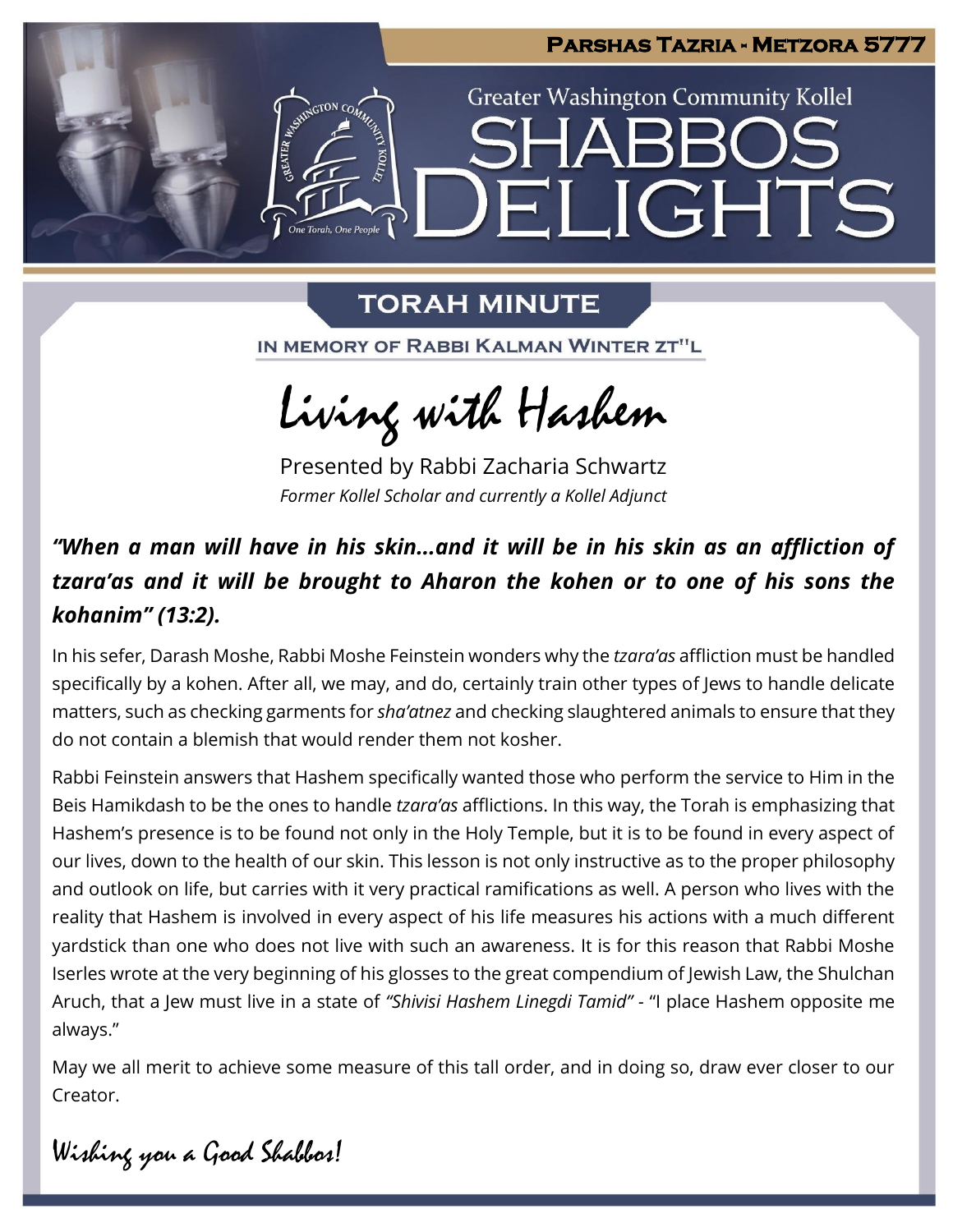Parshas Tazria - Metzora 5777

Greater Washington Community Kollel

# Shabbos Delights

## Torah Minute

In Memory of Rabbi Kalman Winter zt"l

## Living with Hashem

Presented by Rabbi Zacharia Schwartz

*Former Kollel Scholar and currently a Kollel Adjunct*

***"When a man will have in his skin…and it will be in his skin as an affliction of tzara'as and it will be brought to Aharon the kohen or to one of his sons the kohanim" (13:2).***

In his sefer, Darash Moshe, Rabbi Moshe Feinstein wonders why the *tzara'as* affliction must be handled specifically by a kohen. After all, we may, and do, certainly train other types of Jews to handle delicate matters, such as checking garments for *sha'atnez* and checking slaughtered animals to ensure that they do not contain a blemish that would render them not kosher.

Rabbi Feinstein answers that Hashem specifically wanted those who perform the service to Him in the Beis Hamikdash to be the ones to handle *tzara'as* afflictions. In this way, the Torah is emphasizing that Hashem's presence is to be found not only in the Holy Temple, but it is to be found in every aspect of our lives, down to the health of our skin. This lesson is not only instructive as to the proper philosophy and outlook on life, but carries with it very practical ramifications as well. A person who lives with the reality that Hashem is involved in every aspect of his life measures his actions with a much different yardstick than one who does not live with such an awareness. It is for this reason that Rabbi Moshe Iserles wrote at the very beginning of his glosses to the great compendium of Jewish Law, the Shulchan Aruch, that a Jew must live in a state of *"Shivisi Hashem Linegdi Tamid"* - "I place Hashem opposite me always."

May we all merit to achieve some measure of this tall order, and in doing so, draw ever closer to our Creator.

*Wishing you a Good Shabbos!*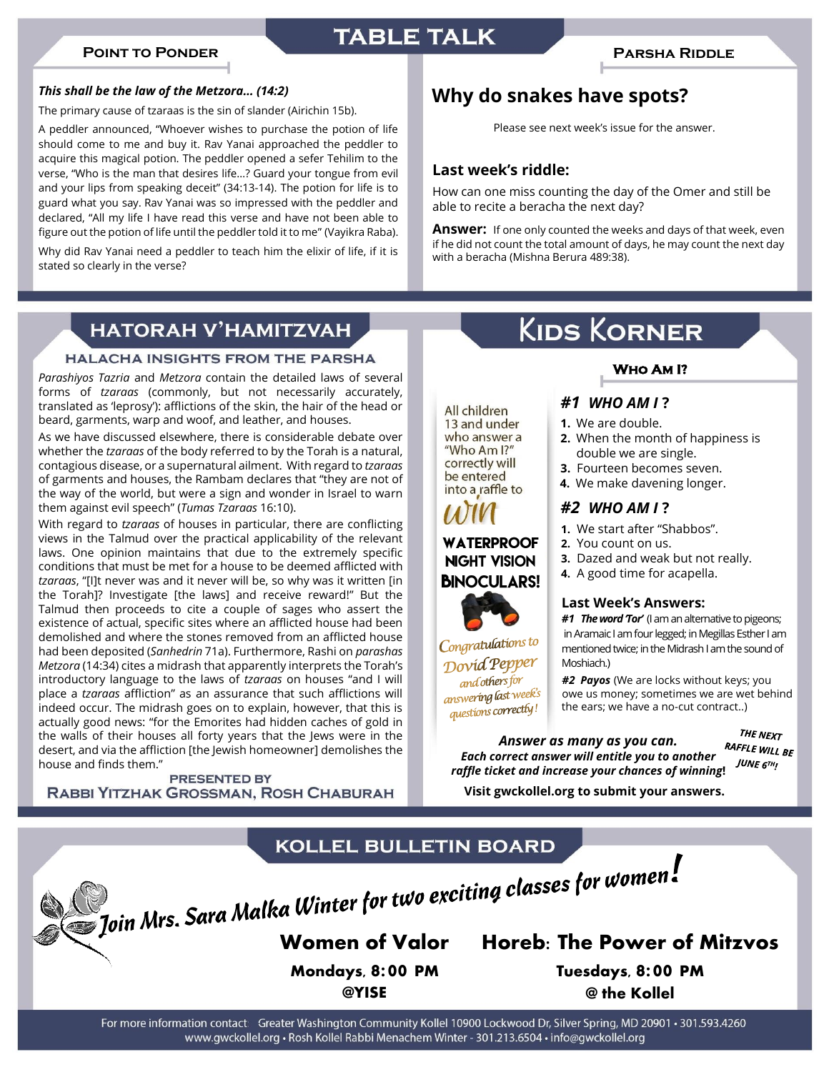# TABLE TALK

## Point to Ponder

***This shall be the law of the Metzora... (14:2)***

The primary cause of tzaraas is the sin of slander (Airichin 15b).

A peddler announced, "Whoever wishes to purchase the potion of life should come to me and buy it. Rav Yanai approached the peddler to acquire this magical potion. The peddler opened a sefer Tehilim to the verse, "Who is the man that desires life...? Guard your tongue from evil and your lips from speaking deceit" (34:13-14). The potion for life is to guard what you say. Rav Yanai was so impressed with the peddler and declared, "All my life I have read this verse and have not been able to figure out the potion of life until the peddler told it to me" (Vayikra Raba).

Why did Rav Yanai need a peddler to teach him the elixir of life, if it is stated so clearly in the verse?

## Parsha Riddle

### Why do snakes have spots?

Please see next week's issue for the answer.

### Last week's riddle:

How can one miss counting the day of the Omer and still be able to recite a beracha the next day?

**Answer:** If one only counted the weeks and days of that week, even if he did not count the total amount of days, he may count the next day with a beracha (Mishna Berura 489:38).

# HATORAH V'HAMITZVAH

## HALACHA INSIGHTS FROM THE PARSHA

*Parashiyos Tazria* and *Metzora* contain the detailed laws of several forms of *tzaraas* (commonly, but not necessarily accurately, translated as 'leprosy'): afflictions of the skin, the hair of the head or beard, garments, warp and woof, and leather, and houses.

As we have discussed elsewhere, there is considerable debate over whether the *tzaraas* of the body referred to by the Torah is a natural, contagious disease, or a supernatural ailment. With regard to *tzaraas* of garments and houses, the Rambam declares that "they are not of the way of the world, but were a sign and wonder in Israel to warn them against evil speech" (*Tumas Tzaraas* 16:10).

With regard to *tzaraas* of houses in particular, there are conflicting views in the Talmud over the practical applicability of the relevant laws. One opinion maintains that due to the extremely specific conditions that must be met for a house to be deemed afflicted with *tzaraas*, "[I]t never was and it never will be, so why was it written [in the Torah]? Investigate [the laws] and receive reward!" But the Talmud then proceeds to cite a couple of sages who assert the existence of actual, specific sites where an afflicted house had been demolished and where the stones removed from an afflicted house had been deposited (*Sanhedrin* 71a). Furthermore, Rashi on *parashas Metzora* (14:34) cites a midrash that apparently interprets the Torah's introductory language to the laws of *tzaraas* on houses "and I will place a *tzaraas* affliction" as an assurance that such afflictions will indeed occur. The midrash goes on to explain, however, that this is actually good news: "for the Emorites had hidden caches of gold in the walls of their houses all forty years that the Jews were in the desert, and via the affliction [the Jewish homeowner] demolishes the house and finds them."

PRESENTED BY
RABBI YITZHAK GROSSMAN, ROSH CHABURAH

# KIDS KORNER

## Who Am I?

All children 13 and under who answer a "Who Am I?" correctly will be entered into a raffle to win WATERPROOF NIGHT VISION BINOCULARS!

Congratulations to Dovid Pepper and others for answering last week's questions correctly!

### #1 WHO AM I ?

1. We are double.
2. When the month of happiness is double we are single.
3. Fourteen becomes seven.
4. We make davening longer.

### #2 WHO AM I ?

1. We start after "Shabbos".
2. You count on us.
3. Dazed and weak but not really.
4. A good time for acapella.

### Last Week's Answers:

***#1 The word 'Tor'*** (I am an alternative to pigeons; in Aramaic I am four legged; in Megillas Esther I am mentioned twice; in the Midrash I am the sound of Moshiach.)

***#2 Payos*** (We are locks without keys; you owe us money; sometimes we are wet behind the ears; we have a no-cut contract..)

***Answer as many as you can.***
***Each correct answer will entitle you to another raffle ticket and increase your chances of winning!***

***THE NEXT RAFFLE WILL BE JUNE 6TH!***

**Visit gwckollel.org to submit your answers.**

# KOLLEL BULLETIN BOARD

Join Mrs. Sara Malka Winter for two exciting classes for women!

**Women of Valor**
**Mondays, 8:00 PM**
**@YISE**

**Horeb: The Power of Mitzvos**
**Tuesdays, 8:00 PM**
**@ the Kollel**

For more information contact: Greater Washington Community Kollel 10900 Lockwood Dr, Silver Spring, MD 20901 • 301.593.4260
www.gwckollel.org • Rosh Kollel Rabbi Menachem Winter - 301.213.6504 • info@gwckollel.org